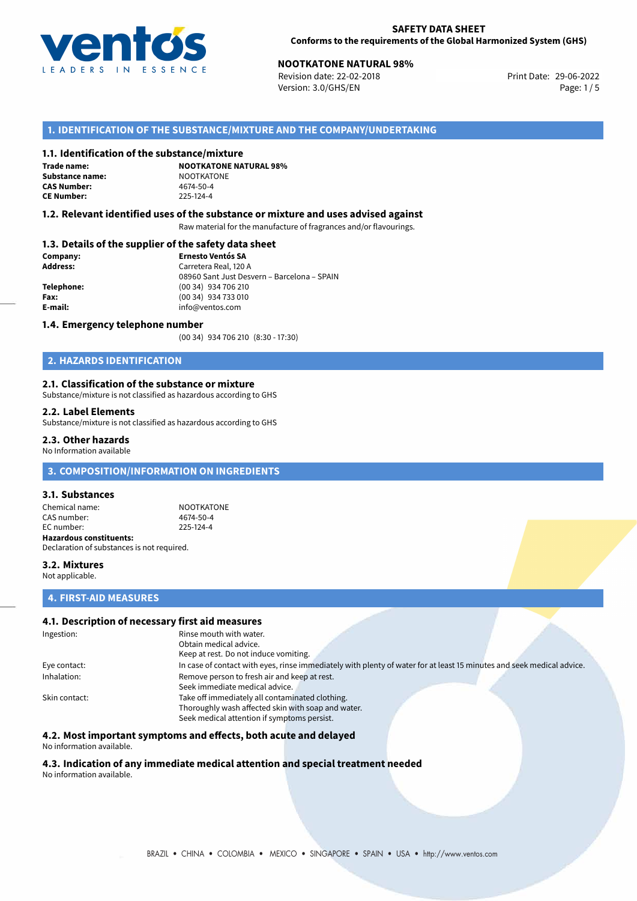**SAFETY DATA SHEET**
**Conforms to the requirements of the Global Harmonized System (GHS)**

**NOOTKATONE NATURAL 98%**
Revision date: 22-02-2018
Version: 3.0/GHS/EN
Print Date: 29-06-2022

## 1. IDENTIFICATION OF THE SUBSTANCE/MIXTURE AND THE COMPANY/UNDERTAKING

### 1.1. Identification of the substance/mixture

**Trade name:** **NOOTKATONE NATURAL 98%**
**Substance name:** NOOTKATONE
**CAS Number:** 4674-50-4
**CE Number:** 225-124-4

### 1.2. Relevant identified uses of the substance or mixture and uses advised against

Raw material for the manufacture of fragrances and/or flavourings.

### 1.3. Details of the supplier of the safety data sheet

**Company:** **Ernesto Ventós SA**
**Address:** Carretera Real, 120 A
08960 Sant Just Desvern – Barcelona – SPAIN
**Telephone:** (00 34) 934 706 210
**Fax:** (00 34) 934 733 010
**E-mail:** info@ventos.com

### 1.4. Emergency telephone number

(00 34) 934 706 210 (8:30 - 17:30)

## 2. HAZARDS IDENTIFICATION

### 2.1. Classification of the substance or mixture

Substance/mixture is not classified as hazardous according to GHS

### 2.2. Label Elements

Substance/mixture is not classified as hazardous according to GHS

### 2.3. Other hazards

No Information available

## 3. COMPOSITION/INFORMATION ON INGREDIENTS

### 3.1. Substances

Chemical name: NOOTKATONE
CAS number: 4674-50-4
EC number: 225-124-4
**Hazardous constituents:**
Declaration of substances is not required.

### 3.2. Mixtures

Not applicable.

## 4. FIRST-AID MEASURES

### 4.1. Description of necessary first aid measures

Ingestion: Rinse mouth with water.
Obtain medical advice.
Keep at rest. Do not induce vomiting.

Eye contact: In case of contact with eyes, rinse immediately with plenty of water for at least 15 minutes and seek medical advice.

Inhalation: Remove person to fresh air and keep at rest.
Seek immediate medical advice.

Skin contact: Take off immediately all contaminated clothing.
Thoroughly wash affected skin with soap and water.
Seek medical attention if symptoms persist.

### 4.2. Most important symptoms and effects, both acute and delayed

No information available.

### 4.3. Indication of any immediate medical attention and special treatment needed

No information available.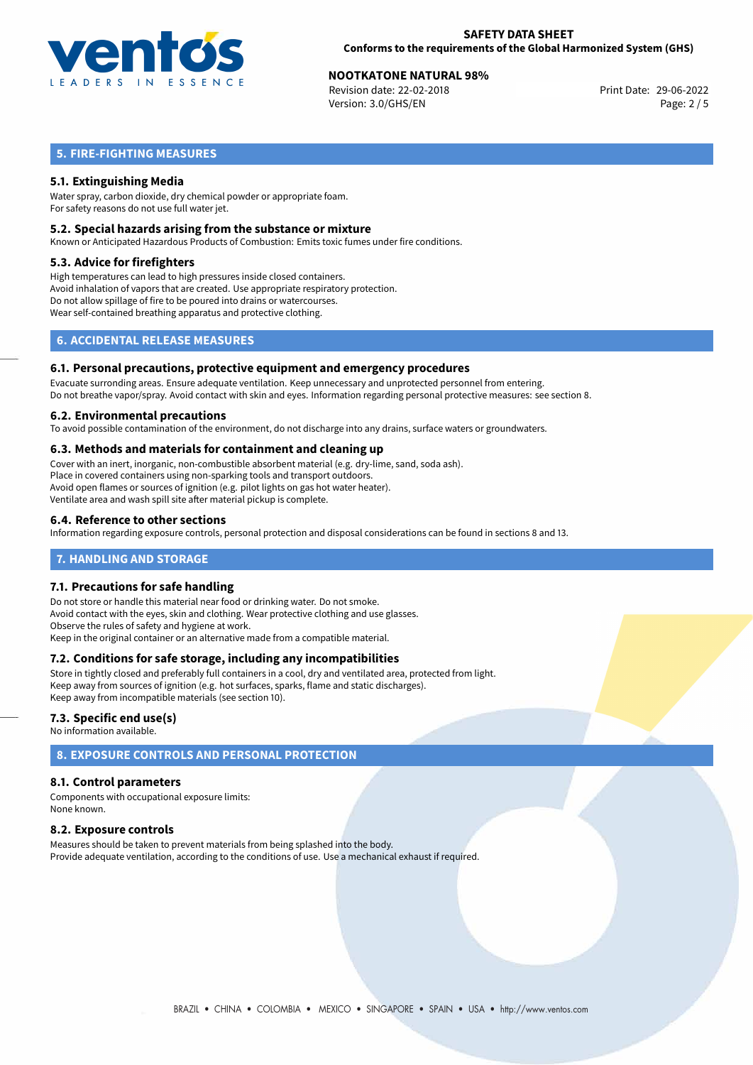## 5. FIRE-FIGHTING MEASURES

### 5.1. Extinguishing Media

Water spray, carbon dioxide, dry chemical powder or appropriate foam.
For safety reasons do not use full water jet.

### 5.2. Special hazards arising from the substance or mixture

Known or Anticipated Hazardous Products of Combustion: Emits toxic fumes under fire conditions.

### 5.3. Advice for firefighters

High temperatures can lead to high pressures inside closed containers.
Avoid inhalation of vapors that are created. Use appropriate respiratory protection.
Do not allow spillage of fire to be poured into drains or watercourses.
Wear self-contained breathing apparatus and protective clothing.

## 6. ACCIDENTAL RELEASE MEASURES

### 6.1. Personal precautions, protective equipment and emergency procedures

Evacuate surronding areas. Ensure adequate ventilation. Keep unnecessary and unprotected personnel from entering.
Do not breathe vapor/spray. Avoid contact with skin and eyes. Information regarding personal protective measures: see section 8.

### 6.2. Environmental precautions

To avoid possible contamination of the environment, do not discharge into any drains, surface waters or groundwaters.

### 6.3. Methods and materials for containment and cleaning up

Cover with an inert, inorganic, non-combustible absorbent material (e.g. dry-lime, sand, soda ash).
Place in covered containers using non-sparking tools and transport outdoors.
Avoid open flames or sources of ignition (e.g. pilot lights on gas hot water heater).
Ventilate area and wash spill site after material pickup is complete.

### 6.4. Reference to other sections

Information regarding exposure controls, personal protection and disposal considerations can be found in sections 8 and 13.

## 7. HANDLING AND STORAGE

### 7.1. Precautions for safe handling

Do not store or handle this material near food or drinking water. Do not smoke.
Avoid contact with the eyes, skin and clothing. Wear protective clothing and use glasses.
Observe the rules of safety and hygiene at work.
Keep in the original container or an alternative made from a compatible material.

### 7.2. Conditions for safe storage, including any incompatibilities

Store in tightly closed and preferably full containers in a cool, dry and ventilated area, protected from light.
Keep away from sources of ignition (e.g. hot surfaces, sparks, flame and static discharges).
Keep away from incompatible materials (see section 10).

### 7.3. Specific end use(s)

No information available.

## 8. EXPOSURE CONTROLS AND PERSONAL PROTECTION

### 8.1. Control parameters

Components with occupational exposure limits:
None known.

### 8.2. Exposure controls

Measures should be taken to prevent materials from being splashed into the body.
Provide adequate ventilation, according to the conditions of use. Use a mechanical exhaust if required.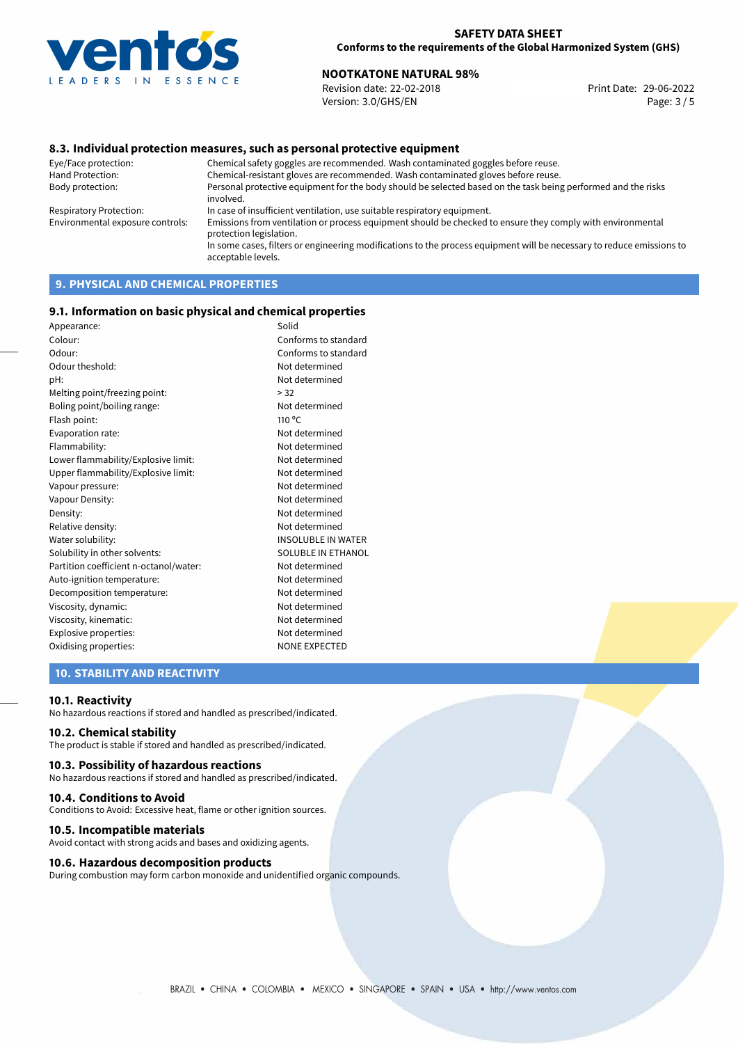### 8.3. Individual protection measures, such as personal protective equipment

| | |
|---|---|
| Eye/Face protection: | Chemical safety goggles are recommended. Wash contaminated goggles before reuse. |
| Hand Protection: | Chemical-resistant gloves are recommended. Wash contaminated gloves before reuse. |
| Body protection: | Personal protective equipment for the body should be selected based on the task being performed and the risks involved. |
| Respiratory Protection: | In case of insufficient ventilation, use suitable respiratory equipment. |
| Environmental exposure controls: | Emissions from ventilation or process equipment should be checked to ensure they comply with environmental protection legislation. In some cases, filters or engineering modifications to the process equipment will be necessary to reduce emissions to acceptable levels. |

## 9. PHYSICAL AND CHEMICAL PROPERTIES

### 9.1. Information on basic physical and chemical properties

| | |
|---|---|
| Appearance: | Solid |
| Colour: | Conforms to standard |
| Odour: | Conforms to standard |
| Odour theshold: | Not determined |
| pH: | Not determined |
| Melting point/freezing point: | > 32 |
| Boling point/boiling range: | Not determined |
| Flash point: | 110 °C |
| Evaporation rate: | Not determined |
| Flammability: | Not determined |
| Lower flammability/Explosive limit: | Not determined |
| Upper flammability/Explosive limit: | Not determined |
| Vapour pressure: | Not determined |
| Vapour Density: | Not determined |
| Density: | Not determined |
| Relative density: | Not determined |
| Water solubility: | INSOLUBLE IN WATER |
| Solubility in other solvents: | SOLUBLE IN ETHANOL |
| Partition coefficient n-octanol/water: | Not determined |
| Auto-ignition temperature: | Not determined |
| Decomposition temperature: | Not determined |
| Viscosity, dynamic: | Not determined |
| Viscosity, kinematic: | Not determined |
| Explosive properties: | Not determined |
| Oxidising properties: | NONE EXPECTED |

## 10. STABILITY AND REACTIVITY

### 10.1. Reactivity

No hazardous reactions if stored and handled as prescribed/indicated.

### 10.2. Chemical stability

The product is stable if stored and handled as prescribed/indicated.

### 10.3. Possibility of hazardous reactions

No hazardous reactions if stored and handled as prescribed/indicated.

### 10.4. Conditions to Avoid

Conditions to Avoid: Excessive heat, flame or other ignition sources.

### 10.5. Incompatible materials

Avoid contact with strong acids and bases and oxidizing agents.

### 10.6. Hazardous decomposition products

During combustion may form carbon monoxide and unidentified organic compounds.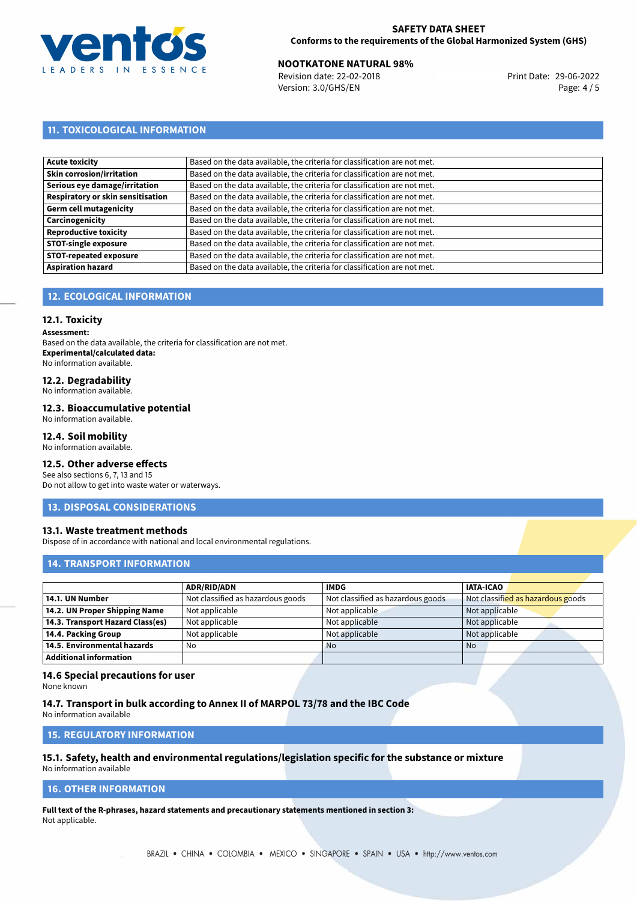## 11. TOXICOLOGICAL INFORMATION

| | |
|---|---|
| **Acute toxicity** | Based on the data available, the criteria for classification are not met. |
| **Skin corrosion/irritation** | Based on the data available, the criteria for classification are not met. |
| **Serious eye damage/irritation** | Based on the data available, the criteria for classification are not met. |
| **Respiratory or skin sensitisation** | Based on the data available, the criteria for classification are not met. |
| **Germ cell mutagenicity** | Based on the data available, the criteria for classification are not met. |
| **Carcinogenicity** | Based on the data available, the criteria for classification are not met. |
| **Reproductive toxicity** | Based on the data available, the criteria for classification are not met. |
| **STOT-single exposure** | Based on the data available, the criteria for classification are not met. |
| **STOT-repeated exposure** | Based on the data available, the criteria for classification are not met. |
| **Aspiration hazard** | Based on the data available, the criteria for classification are not met. |

## 12. ECOLOGICAL INFORMATION

### 12.1. Toxicity

**Assessment:**
Based on the data available, the criteria for classification are not met.
**Experimental/calculated data:**
No information available.

### 12.2. Degradability

No information available.

### 12.3. Bioaccumulative potential

No information available.

### 12.4. Soil mobility

No information available.

### 12.5. Other adverse effects

See also sections 6, 7, 13 and 15
Do not allow to get into waste water or waterways.

## 13. DISPOSAL CONSIDERATIONS

### 13.1. Waste treatment methods

Dispose of in accordance with national and local environmental regulations.

## 14. TRANSPORT INFORMATION

| | ADR/RID/ADN | IMDG | IATA-ICAO |
|---|---|---|---|
| **14.1. UN Number** | Not classified as hazardous goods | Not classified as hazardous goods | Not classified as hazardous goods |
| **14.2. UN Proper Shipping Name** | Not applicable | Not applicable | Not applicable |
| **14.3. Transport Hazard Class(es)** | Not applicable | Not applicable | Not applicable |
| **14.4. Packing Group** | Not applicable | Not applicable | Not applicable |
| **14.5. Environmental hazards** | No | No | No |
| **Additional information** | | | |

### 14.6 Special precautions for user

None known

### 14.7. Transport in bulk according to Annex II of MARPOL 73/78 and the IBC Code

No information available

## 15. REGULATORY INFORMATION

### 15.1. Safety, health and environmental regulations/legislation specific for the substance or mixture

No information available

## 16. OTHER INFORMATION

**Full text of the R-phrases, hazard statements and precautionary statements mentioned in section 3:**
Not applicable.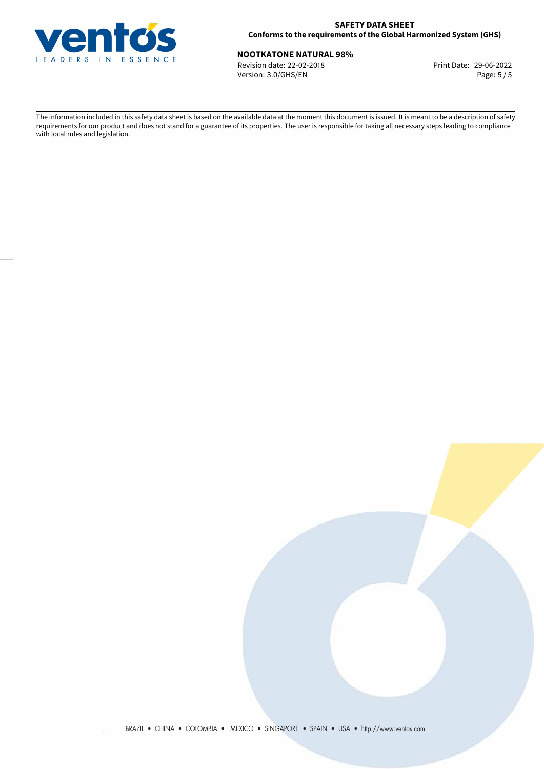The information included in this safety data sheet is based on the available data at the moment this document is issued. It is meant to be a description of safety requirements for our product and does not stand for a guarantee of its properties. The user is responsible for taking all necessary steps leading to compliance with local rules and legislation.